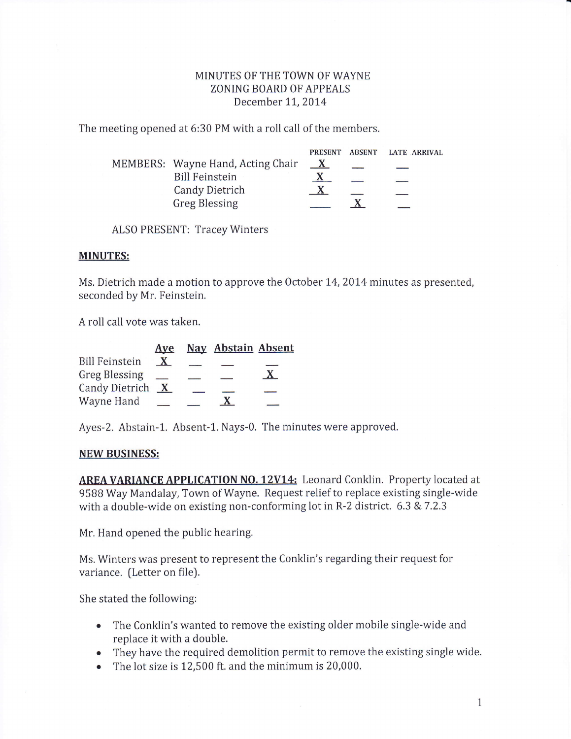# MINUTES OF THE TOWN OF WAYNE
## ZONING BOARD OF APPEALS
### December 11, 2014

The meeting opened at 6:30 PM with a roll call of the members.

| | | PRESENT | ABSENT | LATE ARRIVAL |
|---|---|---|---|---|
| MEMBERS: | Wayne Hand, Acting Chair | X | | |
| | Bill Feinstein | X | | |
| | Candy Dietrich | X | | |
| | Greg Blessing | | X | |

ALSO PRESENT: Tracey Winters

**MINUTES:**

Ms. Dietrich made a motion to approve the October 14, 2014 minutes as presented, seconded by Mr. Feinstein.

A roll call vote was taken.

| | Aye | Nay | Abstain | Absent |
|---|---|---|---|---|
| Bill Feinstein | X | | | |
| Greg Blessing | | | | X |
| Candy Dietrich | X | | | |
| Wayne Hand | | | X | |

Ayes-2. Abstain-1. Absent-1. Nays-0. The minutes were approved.

**NEW BUSINESS:**

**AREA VARIANCE APPLICATION NO. 12V14:** Leonard Conklin. Property located at 9588 Way Mandalay, Town of Wayne. Request relief to replace existing single-wide with a double-wide on existing non-conforming lot in R-2 district. 6.3 & 7.2.3

Mr. Hand opened the public hearing.

Ms. Winters was present to represent the Conklin's regarding their request for variance. (Letter on file).

She stated the following:

- The Conklin's wanted to remove the existing older mobile single-wide and replace it with a double.
- They have the required demolition permit to remove the existing single wide.
- The lot size is 12,500 ft. and the minimum is 20,000.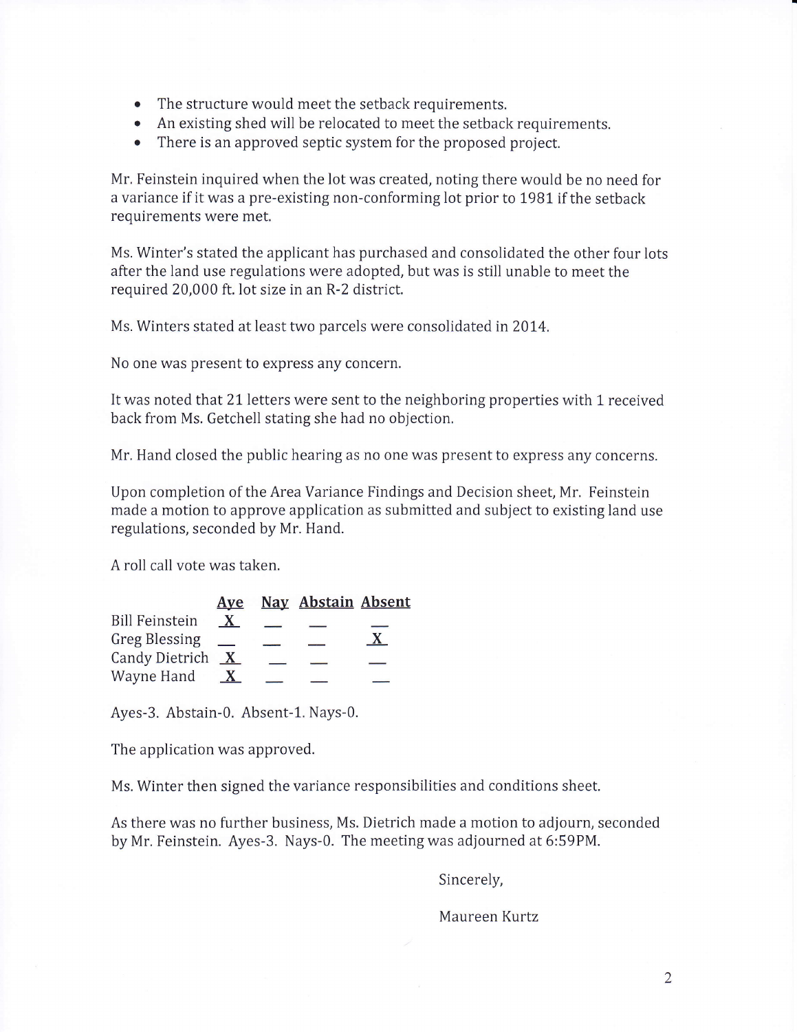- The structure would meet the setback requirements.
- An existing shed will be relocated to meet the setback requirements.
- There is an approved septic system for the proposed project.

Mr. Feinstein inquired when the lot was created, noting there would be no need for a variance if it was a pre-existing non-conforming lot prior to 1981 if the setback requirements were met.

Ms. Winter's stated the applicant has purchased and consolidated the other four lots after the land use regulations were adopted, but was is still unable to meet the required 20,000 ft. lot size in an R-2 district.

Ms. Winters stated at least two parcels were consolidated in 2014.

No one was present to express any concern.

It was noted that 21 letters were sent to the neighboring properties with 1 received back from Ms. Getchell stating she had no objection.

Mr. Hand closed the public hearing as no one was present to express any concerns.

Upon completion of the Area Variance Findings and Decision sheet, Mr. Feinstein made a motion to approve application as submitted and subject to existing land use regulations, seconded by Mr. Hand.

A roll call vote was taken.

| | Aye | Nay | Abstain | Absent |
|---|---|---|---|---|
| Bill Feinstein | X | | | |
| Greg Blessing | | | | X |
| Candy Dietrich | X | | | |
| Wayne Hand | X | | | |

Ayes-3. Abstain-0. Absent-1. Nays-0.

The application was approved.

Ms. Winter then signed the variance responsibilities and conditions sheet.

As there was no further business, Ms. Dietrich made a motion to adjourn, seconded by Mr. Feinstein. Ayes-3. Nays-0. The meeting was adjourned at 6:59PM.

Sincerely,

Maureen Kurtz